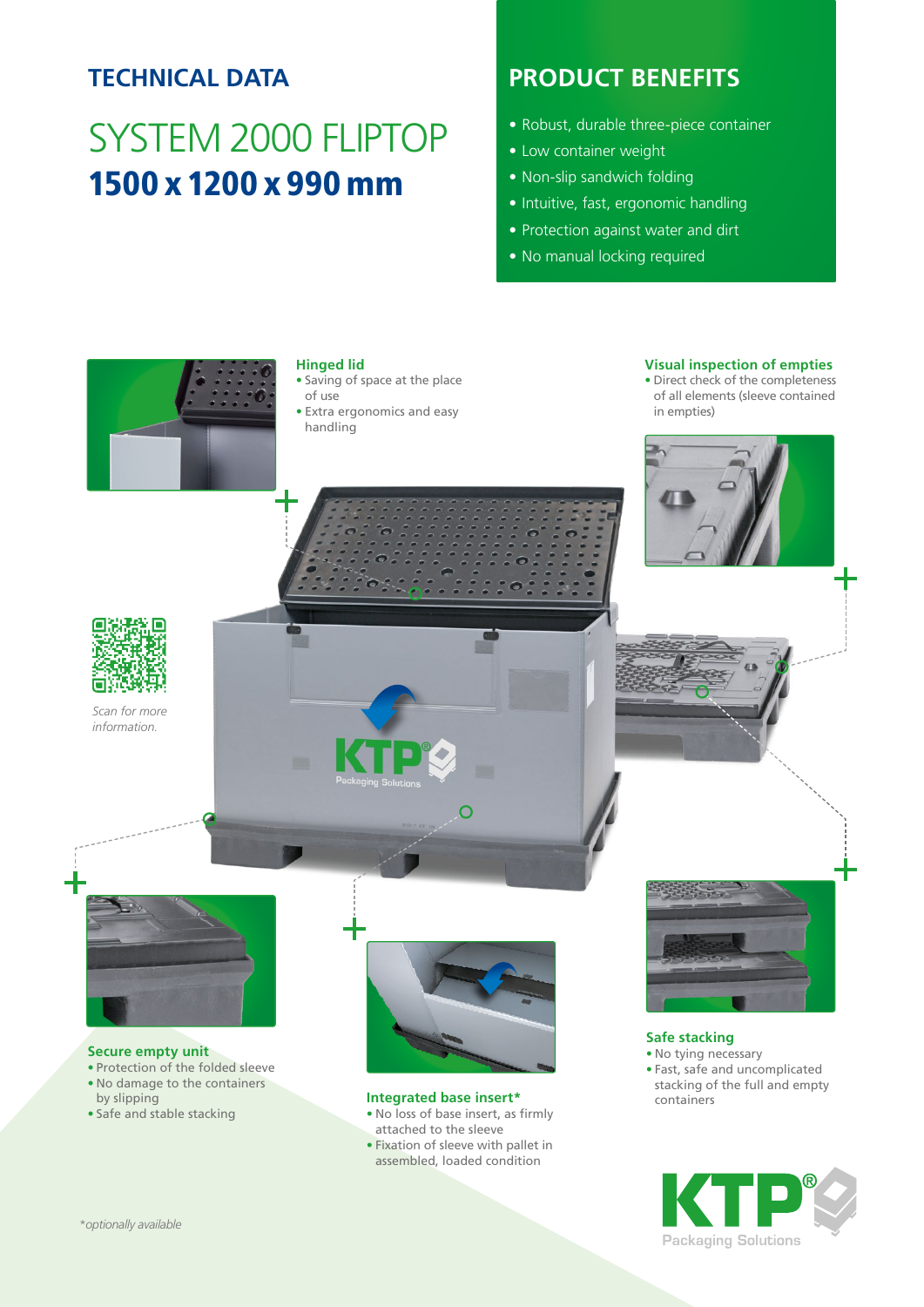## TECHNICAL DATA

# SYSTEM 2000 FLIPTOP
# **1500 x 1200 x 990 mm**

## PRODUCT BENEFITS

- Robust, durable three-piece container
- Low container weight
- Non-slip sandwich folding
- Intuitive, fast, ergonomic handling
- Protection against water and dirt
- No manual locking required

### Hinged lid

- Saving of space at the place of use
- Extra ergonomics and easy handling

### Visual inspection of empties

- Direct check of the completeness of all elements (sleeve contained in empties)

*Scan for more information.*

### Secure empty unit

- Protection of the folded sleeve
- No damage to the containers by slipping
- Safe and stable stacking

### Integrated base insert*

- No loss of base insert, as firmly attached to the sleeve
- Fixation of sleeve with pallet in assembled, loaded condition

### Safe stacking

- No tying necessary
- Fast, safe and uncomplicated stacking of the full and empty containers

*optionally available

KTP® Packaging Solutions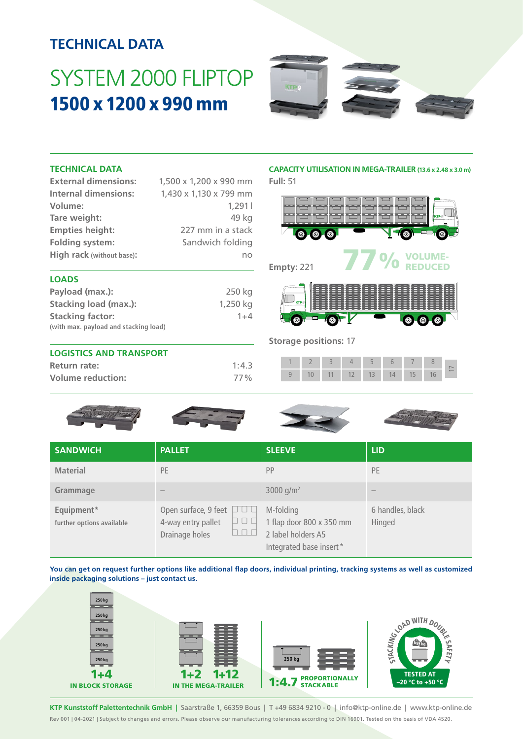## TECHNICAL DATA

# SYSTEM 2000 FLIPTOP
# 1500 x 1200 x 990 mm

### TECHNICAL DATA

| | |
|---|---|
| **External dimensions:** | 1,500 x 1,200 x 990 mm |
| **Internal dimensions:** | 1,430 x 1,130 x 799 mm |
| **Volume:** | 1,291 l |
| **Tare weight:** | 49 kg |
| **Empties height:** | 227 mm in a stack |
| **Folding system:** | Sandwich folding |
| **High rack** (without base)**:** | no |

### LOADS

| | |
|---|---|
| **Payload (max.):** | 250 kg |
| **Stacking load (max.):** | 1,250 kg |
| **Stacking factor:** (with max. payload and stacking load) | 1+4 |

### LOGISTICS AND TRANSPORT

| | |
|---|---|
| **Return rate:** | 1:4.3 |
| **Volume reduction:** | 77% |

### CAPACITY UTILISATION IN MEGA-TRAILER (13.6 x 2.48 x 3.0 m)

**Full:** 51

**Empty:** 221

77% VOLUME-REDUCED

**Storage positions:** 17

| | | | | | | | | |
|---|---|---|---|---|---|---|---|---|
| 1 | 2 | 3 | 4 | 5 | 6 | 7 | 8 | 17 |
| 9 | 10 | 11 | 12 | 13 | 14 | 15 | 16 | |

| SANDWICH | PALLET | SLEEVE | LID |
|---|---|---|---|
| **Material** | PE | PP | PE |
| **Grammage** | – | 3000 g/m² | – |
| **Equipment*** further options available | Open surface, 9 feet<br>4-way entry pallet<br>Drainage holes | M-folding<br>1 flap door 800 x 350 mm<br>2 label holders A5<br>Integrated base insert* | 6 handles, black<br>Hinged |

**You can get on request further options like additional flap doors, individual printing, tracking systems as well as customized inside packaging solutions – just contact us.**

250 kg
250 kg
250 kg
250 kg
250 kg
**1+4** IN BLOCK STORAGE

**1+2** **1+12** IN THE MEGA-TRAILER

250 kg
**1:4.7** PROPORTIONALLY STACKABLE

STACKING LOAD WITH DOUBLE SAFETY
TESTED AT −20 °C to +50 °C

**KTP Kunststoff Palettentechnik GmbH** | Saarstraße 1, 66359 Bous | T +49 6834 9210 - 0 | info@ktp-online.de | www.ktp-online.de

Rev 001 | 04-2021 | Subject to changes and errors. Please observe our manufacturing tolerances according to DIN 16901. Tested on the basis of VDA 4520.